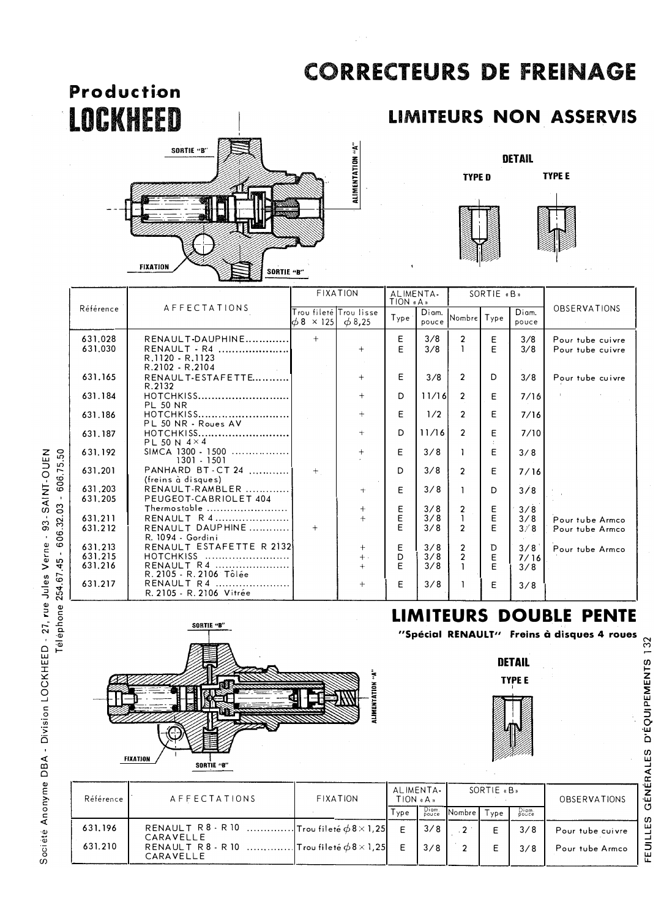# CORRECTEURS DE FREINAGE

**Production**

# LOCKHEED

## LIMITEURS NON ASSERVIS

SORTIE "B"

ALIMENTATION "A"

FIXATION

SORTIE "B"

DETAIL

TYPE D TYPE E

| Référence | AFFECTATIONS | FIXATION | | ALIMENTATION « A » | | SORTIE « B » | | | OBSERVATIONS |
|---|---|---|---|---|---|---|---|---|---|
| | | Trou fileté $\phi$ 8 × 125 | Trou lisse $\phi$ 8,25 | Type | Diam. pouce | Nombre | Type | Diam. pouce | |
| 631.028 | RENAULT-DAUPHINE | + | | E | 3/8 | 2 | E | 3/8 | Pour tube cuivre |
| 631.030 | RENAULT - R4 R.1120 - R.1123 R.2102 - R.2104 | | + | E | 3/8 | 1 | E | 3/8 | Pour tube cuivre |
| 631.165 | RENAULT-ESTAFETTE R.2132 | | + | E | 3/8 | 2 | D | 3/8 | Pour tube cuivre |
| 631.184 | HOTCHKISS PL 50 NR | | + | D | 11/16 | 2 | E | 7/16 | |
| 631.186 | HOTCHKISS PL 50 NR - Roues AV | | + | E | 1/2 | 2 | E | 7/16 | |
| 631.187 | HOTCHKISS PL 50 N 4×4 | | + | D | 11/16 | 2 | E | 7/10 | |
| 631.192 | SIMCA 1300 - 1500 1301 - 1501 | | + | E | 3/8 | 1 | E | 3/8 | |
| 631.201 | PANHARD BT - CT 24 (freins à disques) | + | | D | 3/8 | 2 | E | 7/16 | |
| 631.203 | RENAULT-RAMBLER | | + | E | 3/8 | 1 | D | 3/8 | |
| 631.205 | PEUGEOT-CABRIOLET 404 Thermostable | | + | E | 3/8 | 2 | E | 3/8 | |
| 631.211 | RENAULT R 4 | | + | E | 3/8 | 1 | E | 3/8 | Pour tube Armco |
| 631.212 | RENAULT DAUPHINE R. 1094 - Gordini | + | | E | 3/8 | 2 | E | 3/8 | Pour tube Armco |
| 631.213 | RENAULT ESTAFETTE R 2132 | | + | E | 3/8 | 2 | D | 3/8 | Pour tube Armco |
| 631.215 | HOTCHKISS | | + | D | 3/8 | 2 | E | 7/16 | |
| 631.216 | RENAULT R 4 R. 2105 - R. 2106 Tôlée | | + | E | 3/8 | 1 | E | 3/8 | |
| 631.217 | RENAULT R 4 R. 2105 - R. 2106 Vitrée | | + | E | 3/8 | 1 | E | 3/8 | |

## LIMITEURS DOUBLE PENTE

**"Spécial RENAULT" Freins à disques 4 roues**

SORTIE "B"

ALIMENTATION "A"

FIXATION

SORTIE "B"

DETAIL

TYPE E

| Référence | AFFECTATIONS | FIXATION | ALIMENTATION « A » | | SORTIE « B » | | | OBSERVATIONS |
|---|---|---|---|---|---|---|---|---|
| | | | Type | Diam. pouce | Nombre | Type | Diam. pouce | |
| 631.196 | RENAULT R 8 - R 10 CARAVELLE | Trou fileté $\phi$ 8 × 1,25 | E | 3/8 | 2 | E | 3/8 | Pour tube cuivre |
| 631.210 | RENAULT R 8 - R 10 CARAVELLE | Trou fileté $\phi$ 8 × 1,25 | E | 3/8 | 2 | E | 3/8 | Pour tube Armco |

Société Anonyme DBA - Division LOCKHEED - 27, rue Jules Verne - 93 - SAINT-OUEN
Téléphone 254.67.45 - 606.32.03 - 606.75.50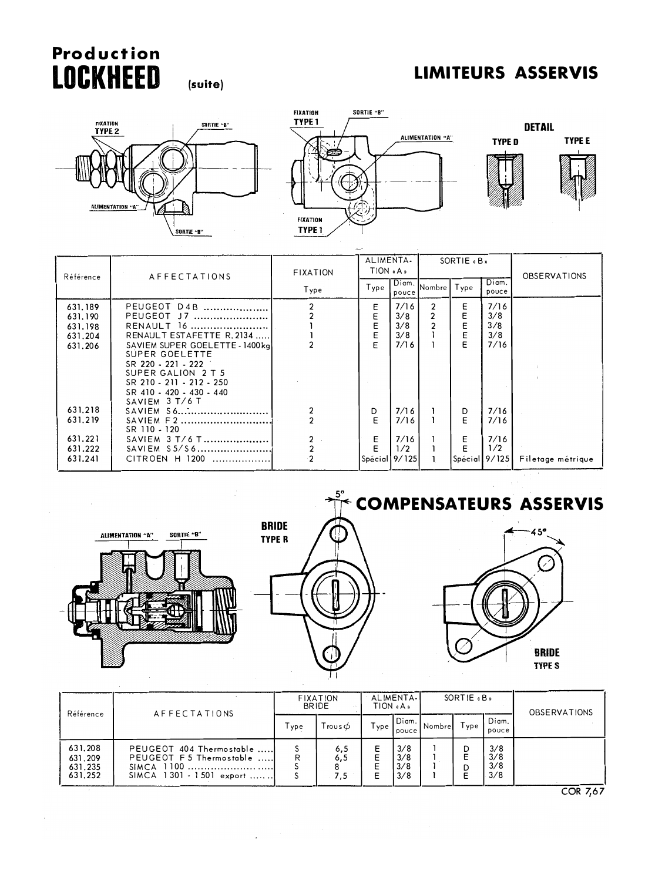# Production LOCKHEED (suite)

## LIMITEURS ASSERVIS

FIXATION TYPE 2
SORTIE "B"
ALIMENTATION "A"
SORTIE "B"

FIXATION TYPE 1
SORTIE "B"
ALIMENTATION "A"
FIXATION TYPE 1

DETAIL
TYPE D
TYPE E

| Référence | AFFECTATIONS | FIXATION | ALIMENTATION « A » | | SORTIE « B » | | | OBSERVATIONS |
|---|---|---|---|---|---|---|---|---|
| | | Type | Type | Diam. pouce | Nombre | Type | Diam. pouce | |
| 631.189 | PEUGEOT D4B | 2 | E | 7/16 | 2 | E | 7/16 | |
| 631.190 | PEUGEOT J7 | 2 | E | 3/8 | 2 | E | 3/8 | |
| 631.198 | RENAULT 16 | 1 | E | 3/8 | 2 | E | 3/8 | |
| 631.204 | RENAULT ESTAFETTE R.2134 | 1 | E | 3/8 | 1 | E | 3/8 | |
| 631.206 | SAVIEM SUPER GOELETTE - 1400kg<br>SUPER GOELETTE<br>SR 220 - 221 - 222<br>SUPER GALION 2 T 5<br>SR 210 - 211 - 212 - 250<br>SR 410 - 420 - 430 - 440<br>SAVIEM 3 T/6 T | 2 | E | 7/16 | 1 | E | 7/16 | |
| 631.218 | SAVIEM S6 | 2 | D | 7/16 | 1 | D | 7/16 | |
| 631.219 | SAVIEM F2<br>SR 110 - 120 | 2 | E | 7/16 | 1 | E | 7/16 | |
| 631.221 | SAVIEM 3 T/6 T | 2 | E | 7/16 | 1 | E | 7/16 | |
| 631.222 | SAVIEM S5/S6 | 2 | E | 1/2 | 1 | E | 1/2 | |
| 631.241 | CITROEN H 1200 | 2 | Spécial | 9/125 | 1 | Spécial | 9/125 | Filetage métrique |

## COMPENSATEURS ASSERVIS

ALIMENTATION "A"
SORTIE "B"

BRIDE TYPE R
5°

45°
BRIDE TYPE S

| Référence | AFFECTATIONS | FIXATION BRIDE | | ALIMENTATION « A » | | SORTIE « B » | | | OBSERVATIONS |
|---|---|---|---|---|---|---|---|---|---|
| | | Type | Trous ⌀ | Type | Diam. pouce | Nombre | Type | Diam. pouce | |
| 631.208 | PEUGEOT 404 Thermostable | S | 6,5 | E | 3/8 | 1 | D | 3/8 | |
| 631.209 | PEUGEOT F 5 Thermostable | R | 6,5 | E | 3/8 | 1 | E | 3/8 | |
| 631.235 | SIMCA 1100 | S | 8 | E | 3/8 | 1 | D | 3/8 | |
| 631.252 | SIMCA 1301 - 1501 export | S | 7,5 | E | 3/8 | 1 | E | 3/8 | |

COR 7,67